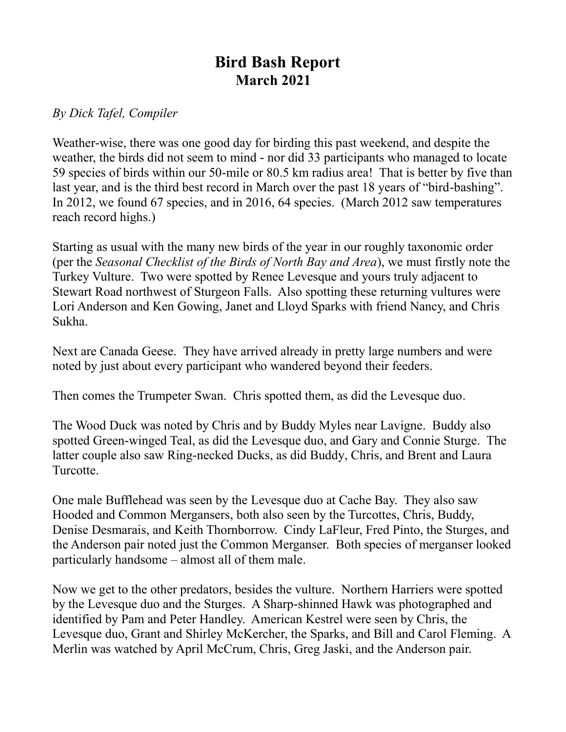# Bird Bash Report
## March 2021

*By Dick Tafel, Compiler*

Weather-wise, there was one good day for birding this past weekend, and despite the weather, the birds did not seem to mind - nor did 33 participants who managed to locate 59 species of birds within our 50-mile or 80.5 km radius area! That is better by five than last year, and is the third best record in March over the past 18 years of "bird-bashing". In 2012, we found 67 species, and in 2016, 64 species. (March 2012 saw temperatures reach record highs.)

Starting as usual with the many new birds of the year in our roughly taxonomic order (per the *Seasonal Checklist of the Birds of North Bay and Area*), we must firstly note the Turkey Vulture. Two were spotted by Renee Levesque and yours truly adjacent to Stewart Road northwest of Sturgeon Falls. Also spotting these returning vultures were Lori Anderson and Ken Gowing, Janet and Lloyd Sparks with friend Nancy, and Chris Sukha.

Next are Canada Geese. They have arrived already in pretty large numbers and were noted by just about every participant who wandered beyond their feeders.

Then comes the Trumpeter Swan. Chris spotted them, as did the Levesque duo.

The Wood Duck was noted by Chris and by Buddy Myles near Lavigne. Buddy also spotted Green-winged Teal, as did the Levesque duo, and Gary and Connie Sturge. The latter couple also saw Ring-necked Ducks, as did Buddy, Chris, and Brent and Laura Turcotte.

One male Bufflehead was seen by the Levesque duo at Cache Bay. They also saw Hooded and Common Mergansers, both also seen by the Turcottes, Chris, Buddy, Denise Desmarais, and Keith Thornborrow. Cindy LaFleur, Fred Pinto, the Sturges, and the Anderson pair noted just the Common Merganser. Both species of merganser looked particularly handsome – almost all of them male.

Now we get to the other predators, besides the vulture. Northern Harriers were spotted by the Levesque duo and the Sturges. A Sharp-shinned Hawk was photographed and identified by Pam and Peter Handley. American Kestrel were seen by Chris, the Levesque duo, Grant and Shirley McKercher, the Sparks, and Bill and Carol Fleming. A Merlin was watched by April McCrum, Chris, Greg Jaski, and the Anderson pair.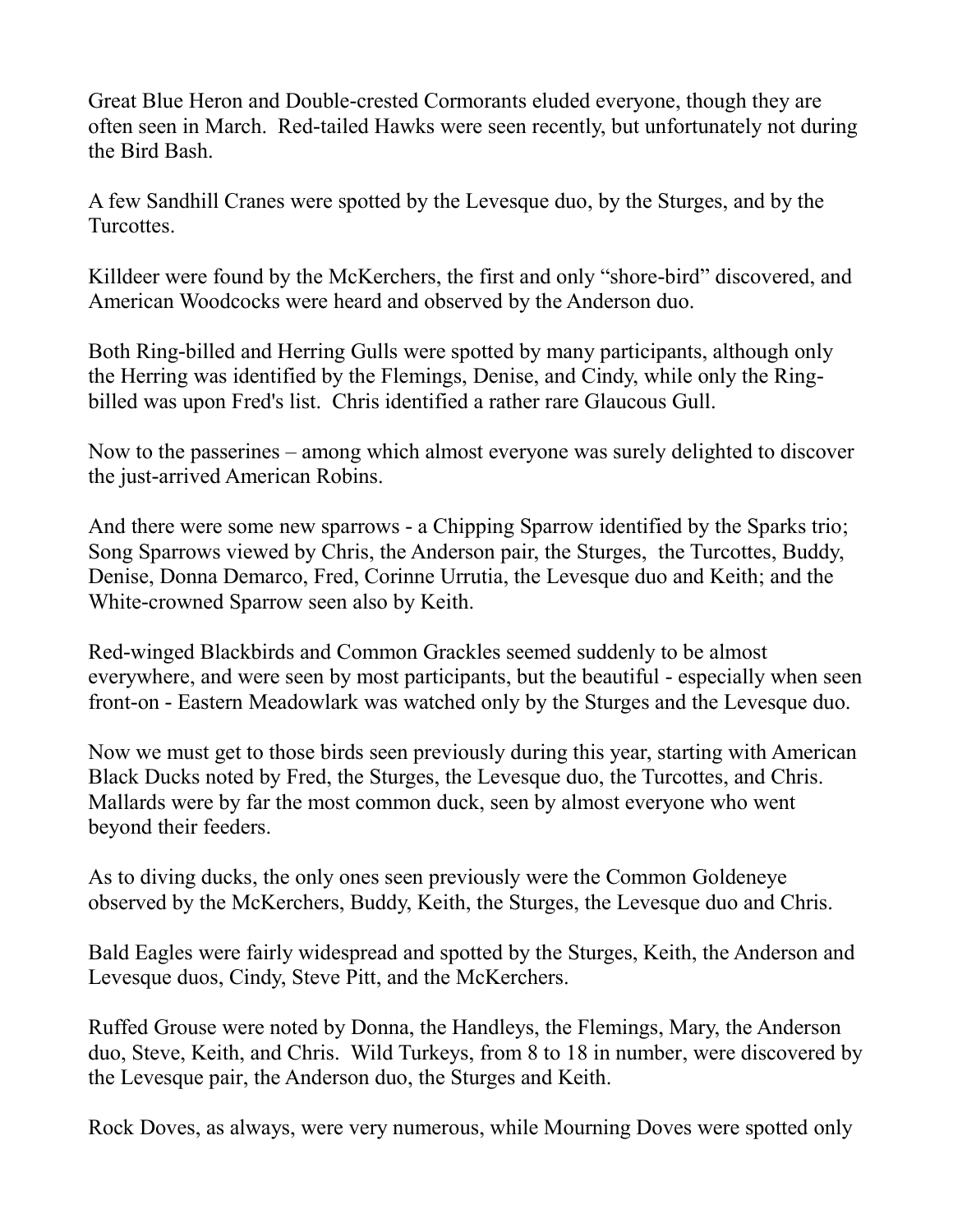Great Blue Heron and Double-crested Cormorants eluded everyone, though they are often seen in March. Red-tailed Hawks were seen recently, but unfortunately not during the Bird Bash.

A few Sandhill Cranes were spotted by the Levesque duo, by the Sturges, and by the Turcottes.

Killdeer were found by the McKerchers, the first and only "shore-bird" discovered, and American Woodcocks were heard and observed by the Anderson duo.

Both Ring-billed and Herring Gulls were spotted by many participants, although only the Herring was identified by the Flemings, Denise, and Cindy, while only the Ring-billed was upon Fred's list. Chris identified a rather rare Glaucous Gull.

Now to the passerines – among which almost everyone was surely delighted to discover the just-arrived American Robins.

And there were some new sparrows - a Chipping Sparrow identified by the Sparks trio; Song Sparrows viewed by Chris, the Anderson pair, the Sturges, the Turcottes, Buddy, Denise, Donna Demarco, Fred, Corinne Urrutia, the Levesque duo and Keith; and the White-crowned Sparrow seen also by Keith.

Red-winged Blackbirds and Common Grackles seemed suddenly to be almost everywhere, and were seen by most participants, but the beautiful - especially when seen front-on - Eastern Meadowlark was watched only by the Sturges and the Levesque duo.

Now we must get to those birds seen previously during this year, starting with American Black Ducks noted by Fred, the Sturges, the Levesque duo, the Turcottes, and Chris. Mallards were by far the most common duck, seen by almost everyone who went beyond their feeders.

As to diving ducks, the only ones seen previously were the Common Goldeneye observed by the McKerchers, Buddy, Keith, the Sturges, the Levesque duo and Chris.

Bald Eagles were fairly widespread and spotted by the Sturges, Keith, the Anderson and Levesque duos, Cindy, Steve Pitt, and the McKerchers.

Ruffed Grouse were noted by Donna, the Handleys, the Flemings, Mary, the Anderson duo, Steve, Keith, and Chris. Wild Turkeys, from 8 to 18 in number, were discovered by the Levesque pair, the Anderson duo, the Sturges and Keith.

Rock Doves, as always, were very numerous, while Mourning Doves were spotted only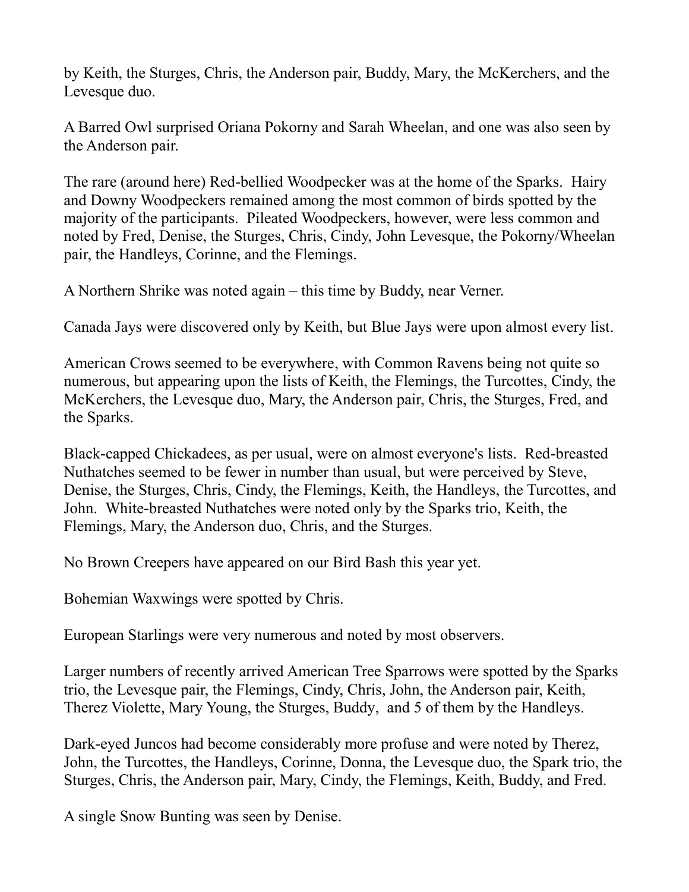by Keith, the Sturges, Chris, the Anderson pair, Buddy, Mary, the McKerchers, and the Levesque duo.

A Barred Owl surprised Oriana Pokorny and Sarah Wheelan, and one was also seen by the Anderson pair.

The rare (around here) Red-bellied Woodpecker was at the home of the Sparks. Hairy and Downy Woodpeckers remained among the most common of birds spotted by the majority of the participants. Pileated Woodpeckers, however, were less common and noted by Fred, Denise, the Sturges, Chris, Cindy, John Levesque, the Pokorny/Wheelan pair, the Handleys, Corinne, and the Flemings.

A Northern Shrike was noted again – this time by Buddy, near Verner.

Canada Jays were discovered only by Keith, but Blue Jays were upon almost every list.

American Crows seemed to be everywhere, with Common Ravens being not quite so numerous, but appearing upon the lists of Keith, the Flemings, the Turcottes, Cindy, the McKerchers, the Levesque duo, Mary, the Anderson pair, Chris, the Sturges, Fred, and the Sparks.

Black-capped Chickadees, as per usual, were on almost everyone's lists. Red-breasted Nuthatches seemed to be fewer in number than usual, but were perceived by Steve, Denise, the Sturges, Chris, Cindy, the Flemings, Keith, the Handleys, the Turcottes, and John. White-breasted Nuthatches were noted only by the Sparks trio, Keith, the Flemings, Mary, the Anderson duo, Chris, and the Sturges.

No Brown Creepers have appeared on our Bird Bash this year yet.

Bohemian Waxwings were spotted by Chris.

European Starlings were very numerous and noted by most observers.

Larger numbers of recently arrived American Tree Sparrows were spotted by the Sparks trio, the Levesque pair, the Flemings, Cindy, Chris, John, the Anderson pair, Keith, Therez Violette, Mary Young, the Sturges, Buddy, and 5 of them by the Handleys.

Dark-eyed Juncos had become considerably more profuse and were noted by Therez, John, the Turcottes, the Handleys, Corinne, Donna, the Levesque duo, the Spark trio, the Sturges, Chris, the Anderson pair, Mary, Cindy, the Flemings, Keith, Buddy, and Fred.

A single Snow Bunting was seen by Denise.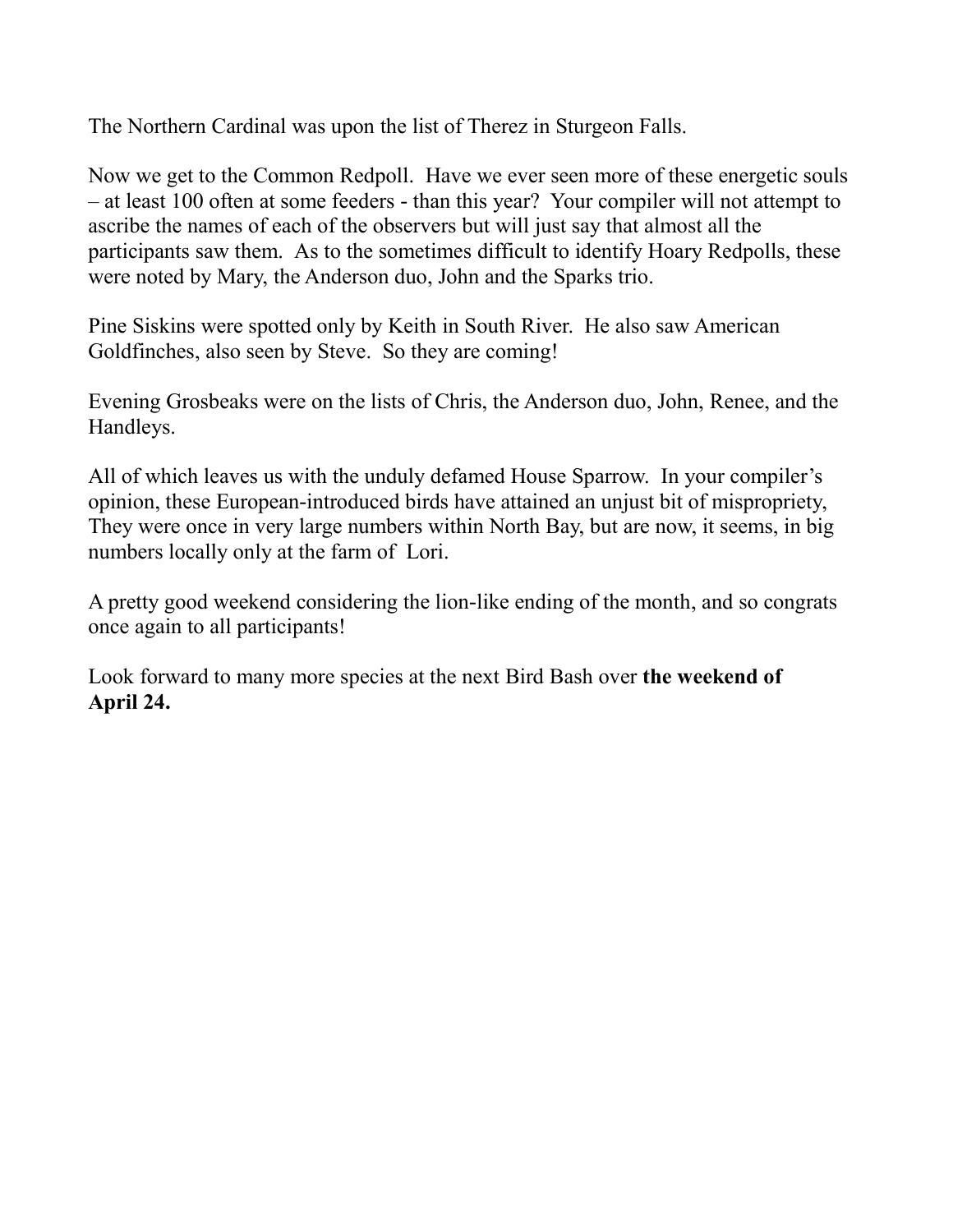The Northern Cardinal was upon the list of Therez in Sturgeon Falls.

Now we get to the Common Redpoll. Have we ever seen more of these energetic souls – at least 100 often at some feeders - than this year? Your compiler will not attempt to ascribe the names of each of the observers but will just say that almost all the participants saw them. As to the sometimes difficult to identify Hoary Redpolls, these were noted by Mary, the Anderson duo, John and the Sparks trio.

Pine Siskins were spotted only by Keith in South River. He also saw American Goldfinches, also seen by Steve. So they are coming!

Evening Grosbeaks were on the lists of Chris, the Anderson duo, John, Renee, and the Handleys.

All of which leaves us with the unduly defamed House Sparrow. In your compiler's opinion, these European-introduced birds have attained an unjust bit of mispropriety, They were once in very large numbers within North Bay, but are now, it seems, in big numbers locally only at the farm of Lori.

A pretty good weekend considering the lion-like ending of the month, and so congrats once again to all participants!

Look forward to many more species at the next Bird Bash over **the weekend of April 24.**